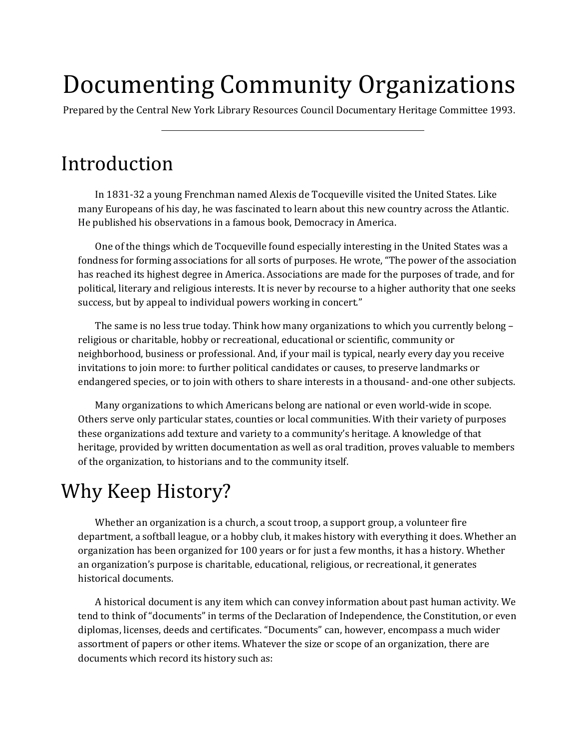# Documenting Community Organizations

Prepared by the Central New York Library Resources Council Documentary Heritage Committee 1993.

---

## Introduction

In 1831-32 a young Frenchman named Alexis de Tocqueville visited the United States. Like many Europeans of his day, he was fascinated to learn about this new country across the Atlantic. He published his observations in a famous book, Democracy in America.

One of the things which de Tocqueville found especially interesting in the United States was a fondness for forming associations for all sorts of purposes. He wrote, "The power of the association has reached its highest degree in America. Associations are made for the purposes of trade, and for political, literary and religious interests. It is never by recourse to a higher authority that one seeks success, but by appeal to individual powers working in concert."

The same is no less true today. Think how many organizations to which you currently belong – religious or charitable, hobby or recreational, educational or scientific, community or neighborhood, business or professional. And, if your mail is typical, nearly every day you receive invitations to join more: to further political candidates or causes, to preserve landmarks or endangered species, or to join with others to share interests in a thousand- and-one other subjects.

Many organizations to which Americans belong are national or even world-wide in scope. Others serve only particular states, counties or local communities. With their variety of purposes these organizations add texture and variety to a community's heritage. A knowledge of that heritage, provided by written documentation as well as oral tradition, proves valuable to members of the organization, to historians and to the community itself.

## Why Keep History?

Whether an organization is a church, a scout troop, a support group, a volunteer fire department, a softball league, or a hobby club, it makes history with everything it does. Whether an organization has been organized for 100 years or for just a few months, it has a history. Whether an organization's purpose is charitable, educational, religious, or recreational, it generates historical documents.

A historical document is any item which can convey information about past human activity. We tend to think of "documents" in terms of the Declaration of Independence, the Constitution, or even diplomas, licenses, deeds and certificates. "Documents" can, however, encompass a much wider assortment of papers or other items. Whatever the size or scope of an organization, there are documents which record its history such as: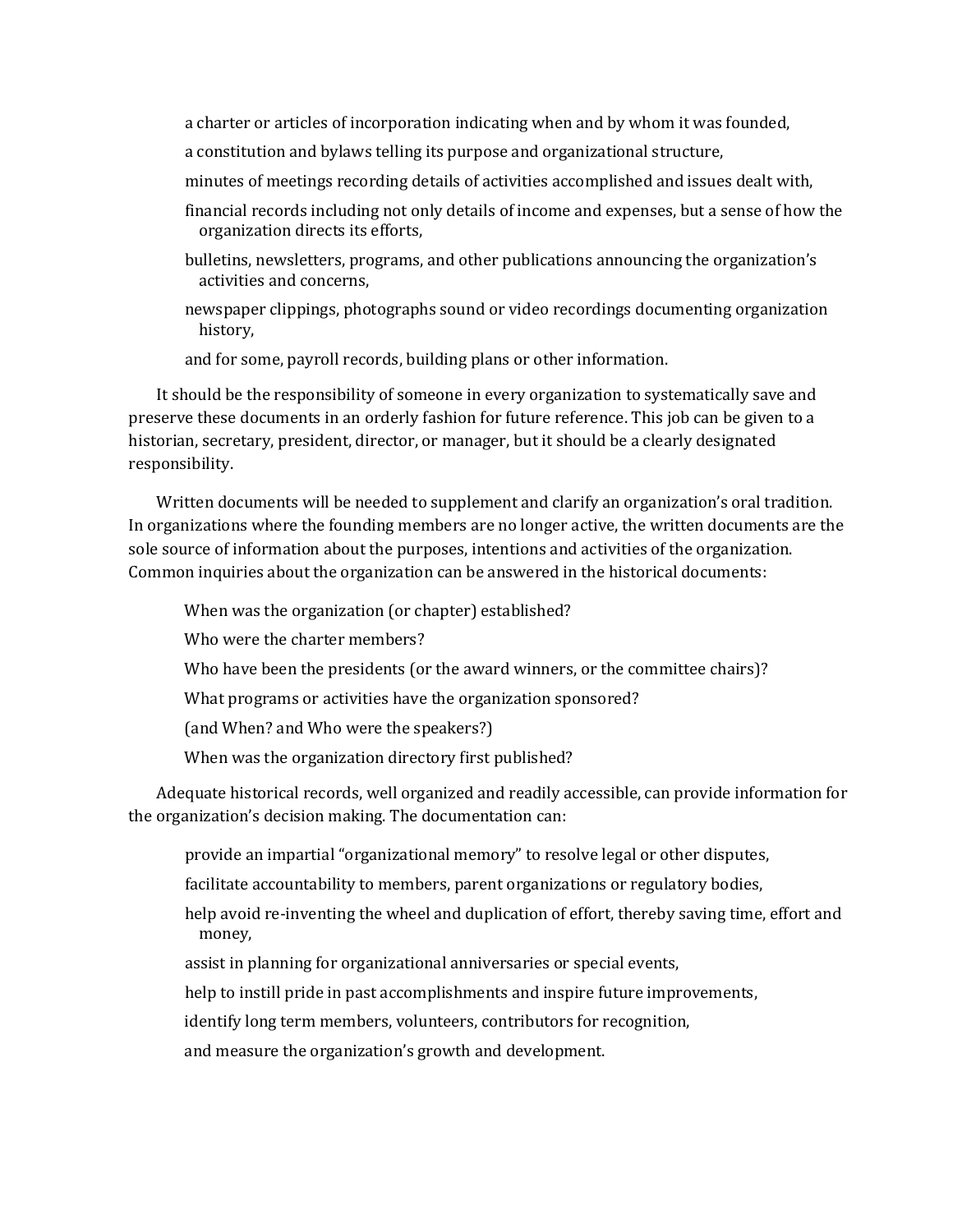a charter or articles of incorporation indicating when and by whom it was founded,

a constitution and bylaws telling its purpose and organizational structure,

minutes of meetings recording details of activities accomplished and issues dealt with,

financial records including not only details of income and expenses, but a sense of how the organization directs its efforts,

bulletins, newsletters, programs, and other publications announcing the organization's activities and concerns,

newspaper clippings, photographs sound or video recordings documenting organization history,

and for some, payroll records, building plans or other information.

It should be the responsibility of someone in every organization to systematically save and preserve these documents in an orderly fashion for future reference. This job can be given to a historian, secretary, president, director, or manager, but it should be a clearly designated responsibility.

Written documents will be needed to supplement and clarify an organization's oral tradition. In organizations where the founding members are no longer active, the written documents are the sole source of information about the purposes, intentions and activities of the organization. Common inquiries about the organization can be answered in the historical documents:

When was the organization (or chapter) established?

Who were the charter members?

Who have been the presidents (or the award winners, or the committee chairs)?

What programs or activities have the organization sponsored?

(and When? and Who were the speakers?)

When was the organization directory first published?

Adequate historical records, well organized and readily accessible, can provide information for the organization's decision making. The documentation can:

provide an impartial "organizational memory" to resolve legal or other disputes,

facilitate accountability to members, parent organizations or regulatory bodies,

help avoid re-inventing the wheel and duplication of effort, thereby saving time, effort and money,

assist in planning for organizational anniversaries or special events,

help to instill pride in past accomplishments and inspire future improvements,

identify long term members, volunteers, contributors for recognition,

and measure the organization's growth and development.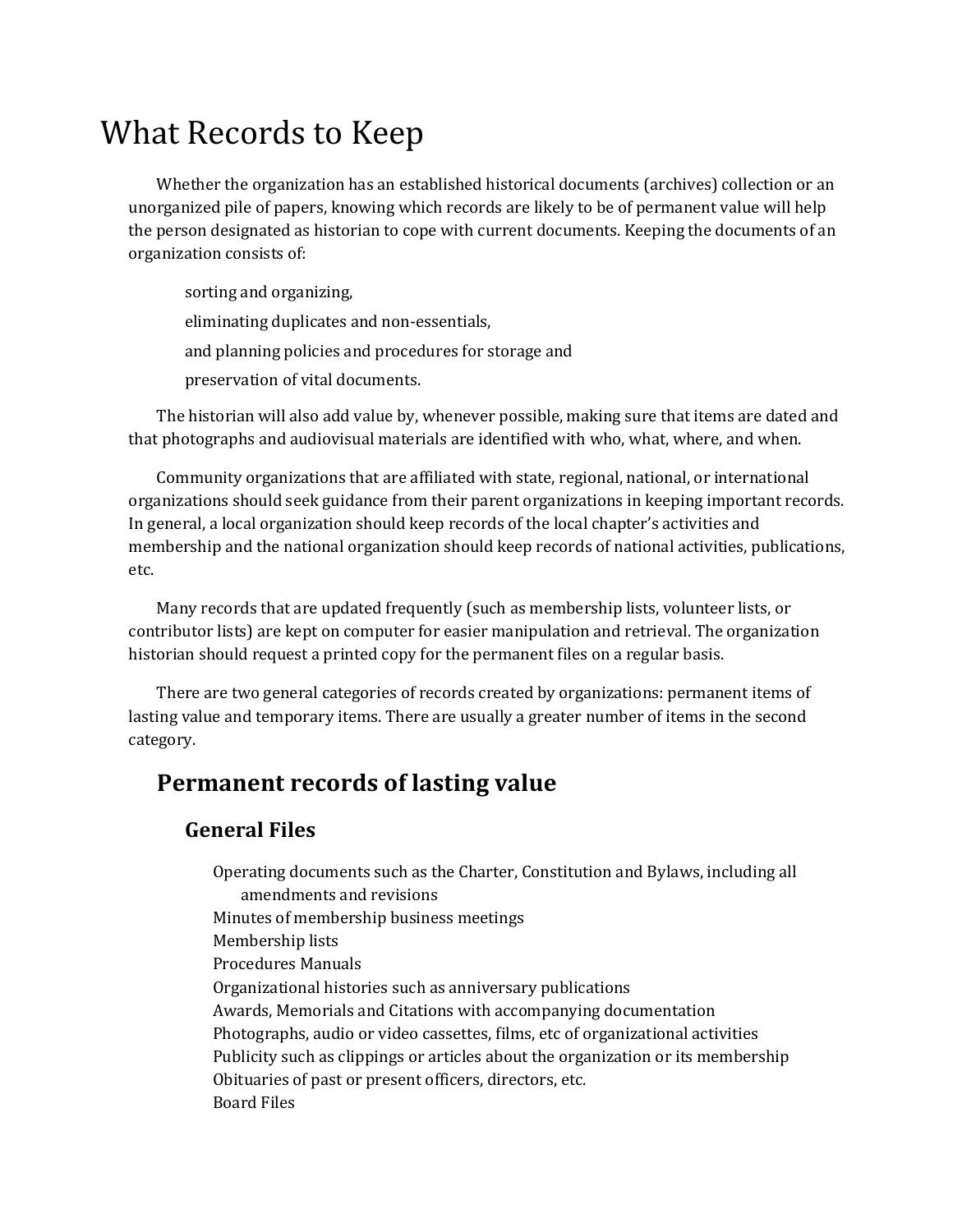# What Records to Keep

Whether the organization has an established historical documents (archives) collection or an unorganized pile of papers, knowing which records are likely to be of permanent value will help the person designated as historian to cope with current documents. Keeping the documents of an organization consists of:

> sorting and organizing,
>
> eliminating duplicates and non-essentials,
>
> and planning policies and procedures for storage and
>
> preservation of vital documents.

The historian will also add value by, whenever possible, making sure that items are dated and that photographs and audiovisual materials are identified with who, what, where, and when.

Community organizations that are affiliated with state, regional, national, or international organizations should seek guidance from their parent organizations in keeping important records. In general, a local organization should keep records of the local chapter's activities and membership and the national organization should keep records of national activities, publications, etc.

Many records that are updated frequently (such as membership lists, volunteer lists, or contributor lists) are kept on computer for easier manipulation and retrieval. The organization historian should request a printed copy for the permanent files on a regular basis.

There are two general categories of records created by organizations: permanent items of lasting value and temporary items. There are usually a greater number of items in the second category.

## Permanent records of lasting value

### General Files

- Operating documents such as the Charter, Constitution and Bylaws, including all amendments and revisions
- Minutes of membership business meetings
- Membership lists
- Procedures Manuals
- Organizational histories such as anniversary publications
- Awards, Memorials and Citations with accompanying documentation
- Photographs, audio or video cassettes, films, etc of organizational activities
- Publicity such as clippings or articles about the organization or its membership
- Obituaries of past or present officers, directors, etc.
- Board Files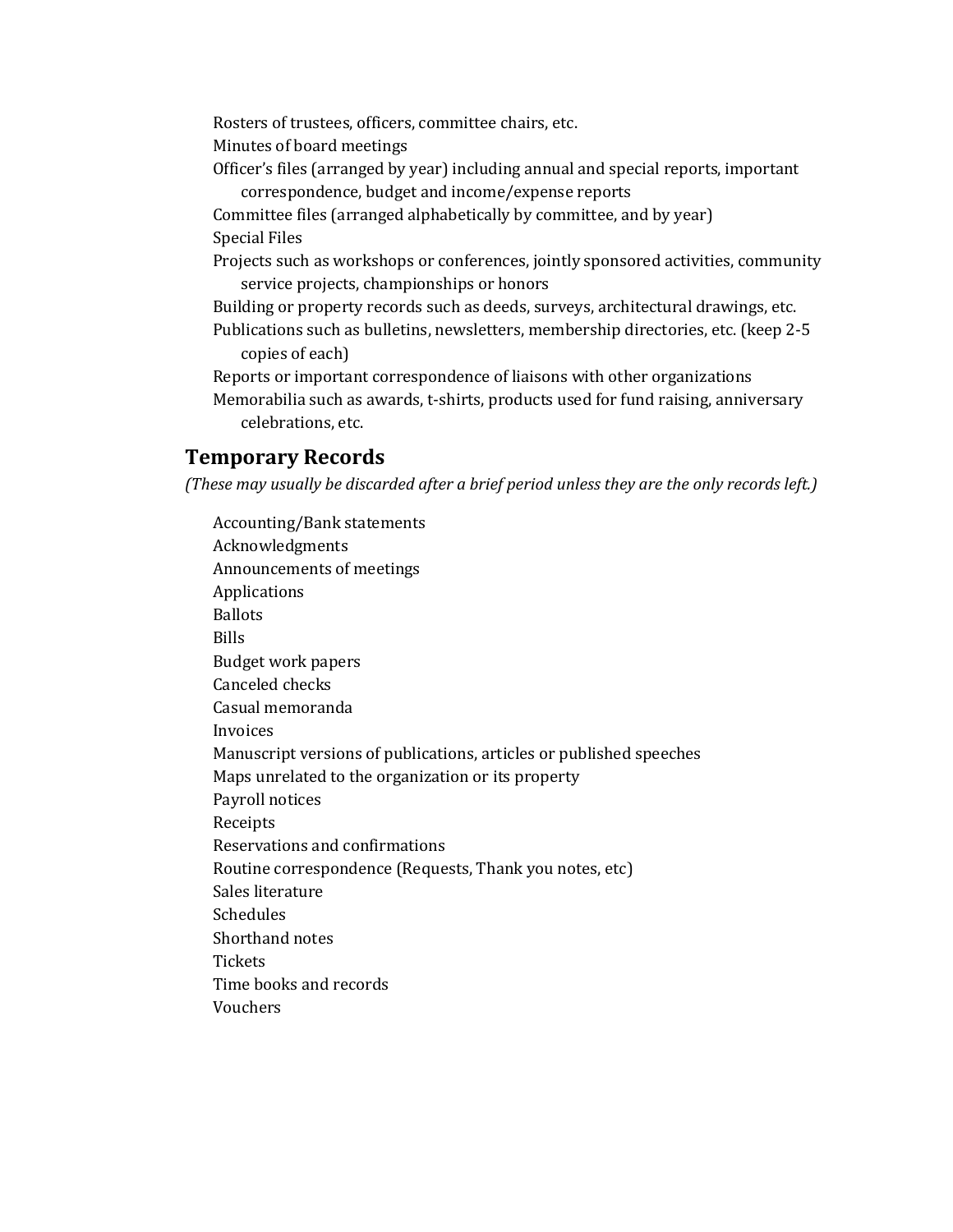Rosters of trustees, officers, committee chairs, etc.

Minutes of board meetings

Officer's files (arranged by year) including annual and special reports, important correspondence, budget and income/expense reports

Committee files (arranged alphabetically by committee, and by year)

Special Files

Projects such as workshops or conferences, jointly sponsored activities, community service projects, championships or honors

Building or property records such as deeds, surveys, architectural drawings, etc.

Publications such as bulletins, newsletters, membership directories, etc. (keep 2-5 copies of each)

Reports or important correspondence of liaisons with other organizations

Memorabilia such as awards, t-shirts, products used for fund raising, anniversary celebrations, etc.

## Temporary Records

*(These may usually be discarded after a brief period unless they are the only records left.)*

Accounting/Bank statements

Acknowledgments

Announcements of meetings

Applications

Ballots

Bills

Budget work papers

Canceled checks

Casual memoranda

Invoices

Manuscript versions of publications, articles or published speeches

Maps unrelated to the organization or its property

Payroll notices

Receipts

Reservations and confirmations

Routine correspondence (Requests, Thank you notes, etc)

Sales literature

Schedules

Shorthand notes

Tickets

Time books and records

Vouchers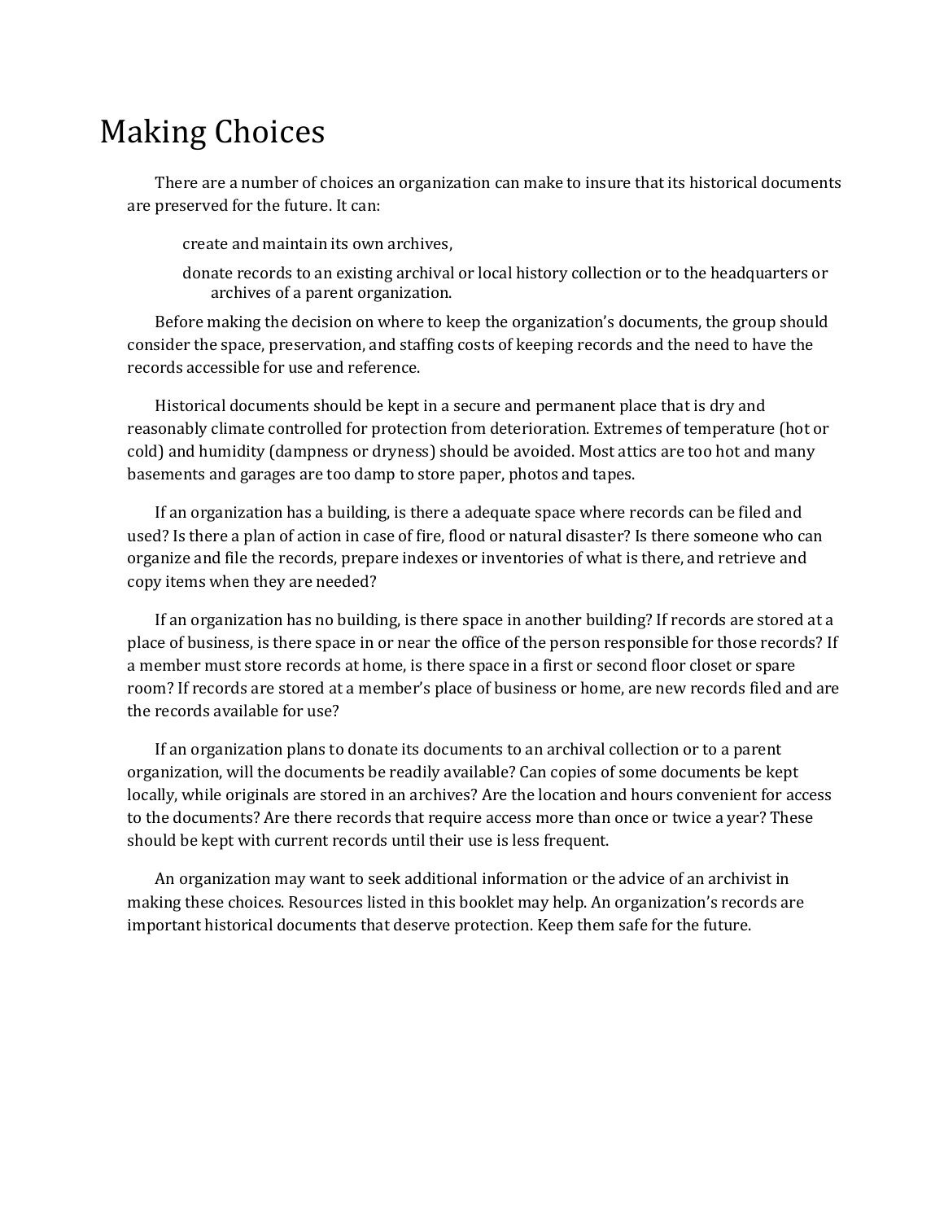# Making Choices

There are a number of choices an organization can make to insure that its historical documents are preserved for the future. It can:

- create and maintain its own archives,
- donate records to an existing archival or local history collection or to the headquarters or archives of a parent organization.

Before making the decision on where to keep the organization's documents, the group should consider the space, preservation, and staffing costs of keeping records and the need to have the records accessible for use and reference.

Historical documents should be kept in a secure and permanent place that is dry and reasonably climate controlled for protection from deterioration. Extremes of temperature (hot or cold) and humidity (dampness or dryness) should be avoided. Most attics are too hot and many basements and garages are too damp to store paper, photos and tapes.

If an organization has a building, is there a adequate space where records can be filed and used? Is there a plan of action in case of fire, flood or natural disaster? Is there someone who can organize and file the records, prepare indexes or inventories of what is there, and retrieve and copy items when they are needed?

If an organization has no building, is there space in another building? If records are stored at a place of business, is there space in or near the office of the person responsible for those records? If a member must store records at home, is there space in a first or second floor closet or spare room? If records are stored at a member's place of business or home, are new records filed and are the records available for use?

If an organization plans to donate its documents to an archival collection or to a parent organization, will the documents be readily available? Can copies of some documents be kept locally, while originals are stored in an archives? Are the location and hours convenient for access to the documents? Are there records that require access more than once or twice a year? These should be kept with current records until their use is less frequent.

An organization may want to seek additional information or the advice of an archivist in making these choices. Resources listed in this booklet may help. An organization's records are important historical documents that deserve protection. Keep them safe for the future.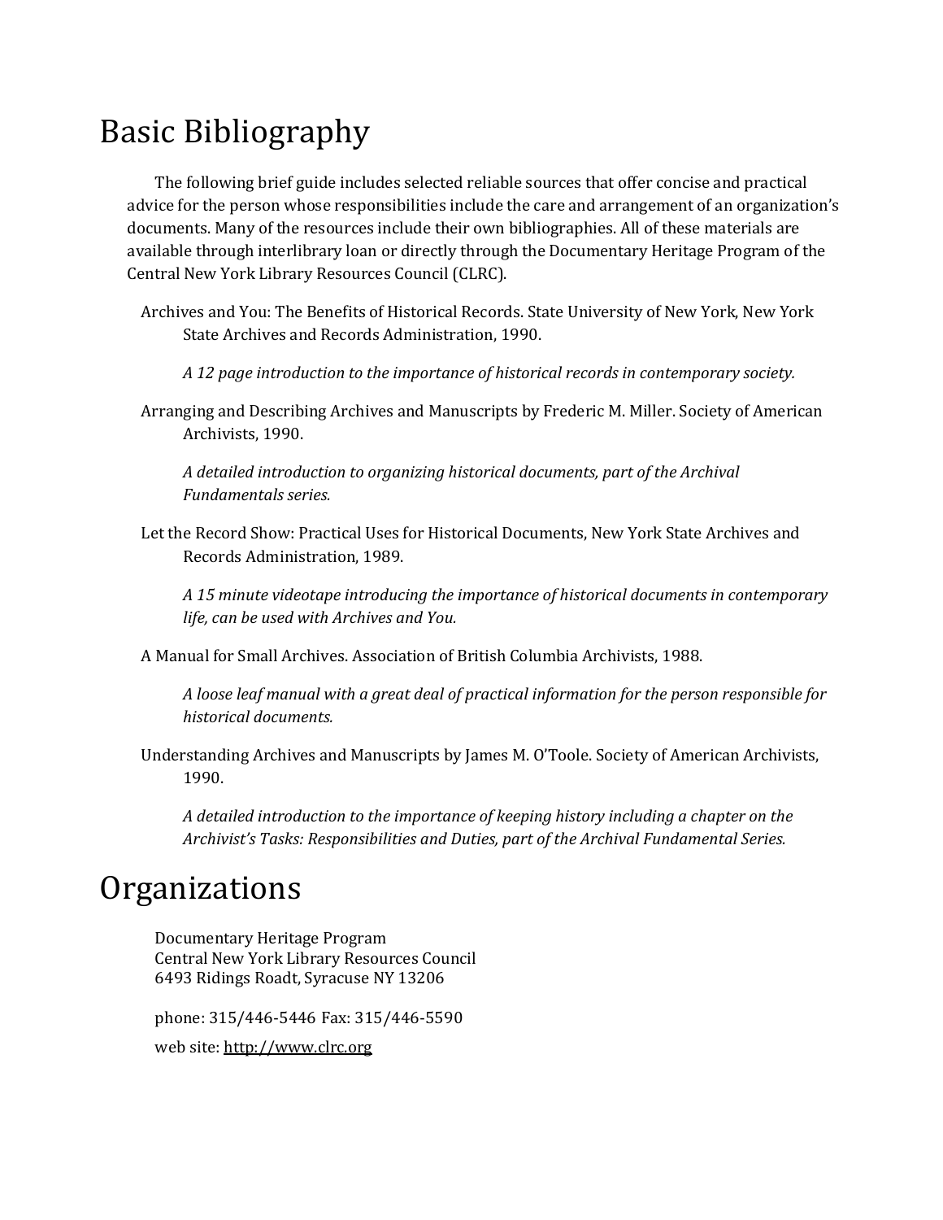# Basic Bibliography

The following brief guide includes selected reliable sources that offer concise and practical advice for the person whose responsibilities include the care and arrangement of an organization's documents. Many of the resources include their own bibliographies. All of these materials are available through interlibrary loan or directly through the Documentary Heritage Program of the Central New York Library Resources Council (CLRC).

Archives and You: The Benefits of Historical Records. State University of New York, New York State Archives and Records Administration, 1990.

*A 12 page introduction to the importance of historical records in contemporary society.*

Arranging and Describing Archives and Manuscripts by Frederic M. Miller. Society of American Archivists, 1990.

*A detailed introduction to organizing historical documents, part of the Archival Fundamentals series.*

Let the Record Show: Practical Uses for Historical Documents, New York State Archives and Records Administration, 1989.

*A 15 minute videotape introducing the importance of historical documents in contemporary life, can be used with Archives and You.*

A Manual for Small Archives. Association of British Columbia Archivists, 1988.

*A loose leaf manual with a great deal of practical information for the person responsible for historical documents.*

Understanding Archives and Manuscripts by James M. O'Toole. Society of American Archivists, 1990.

*A detailed introduction to the importance of keeping history including a chapter on the Archivist's Tasks: Responsibilities and Duties, part of the Archival Fundamental Series.*

# Organizations

Documentary Heritage Program
Central New York Library Resources Council
6493 Ridings Roadt, Syracuse NY 13206

phone: 315/446-5446 Fax: 315/446-5590

web site: http://www.clrc.org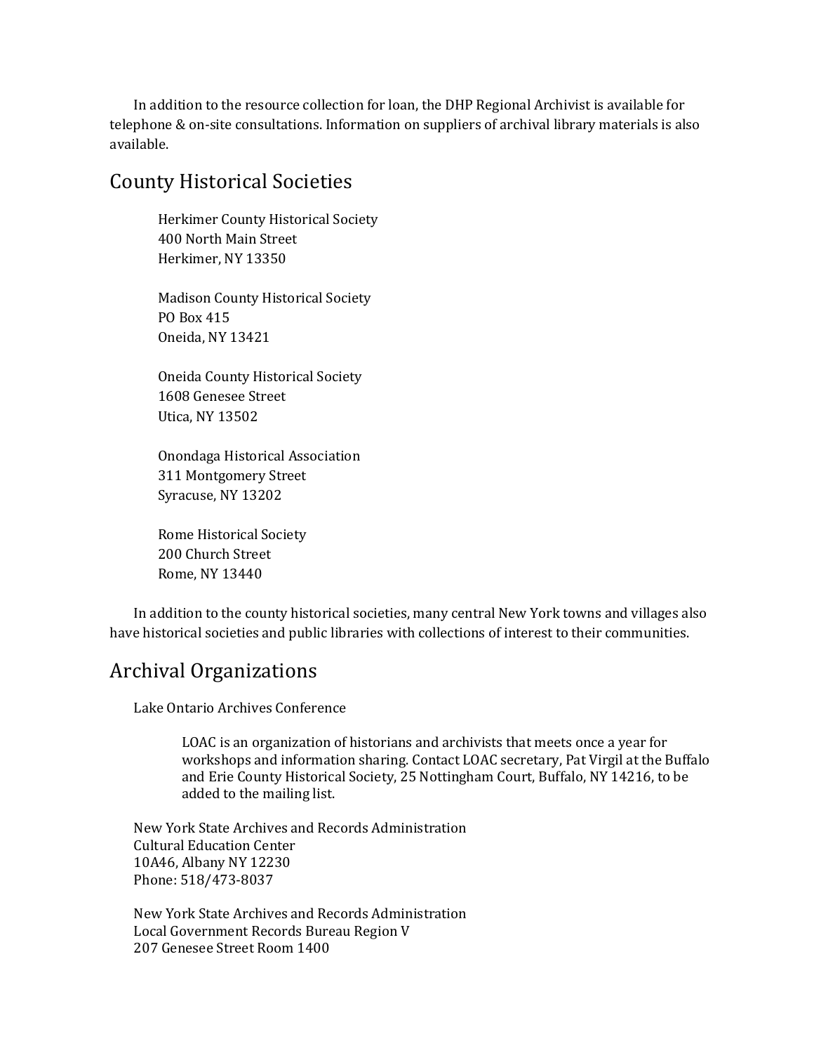In addition to the resource collection for loan, the DHP Regional Archivist is available for telephone & on-site consultations. Information on suppliers of archival library materials is also available.

## County Historical Societies

Herkimer County Historical Society
400 North Main Street
Herkimer, NY 13350

Madison County Historical Society
PO Box 415
Oneida, NY 13421

Oneida County Historical Society
1608 Genesee Street
Utica, NY 13502

Onondaga Historical Association
311 Montgomery Street
Syracuse, NY 13202

Rome Historical Society
200 Church Street
Rome, NY 13440

In addition to the county historical societies, many central New York towns and villages also have historical societies and public libraries with collections of interest to their communities.

## Archival Organizations

Lake Ontario Archives Conference

> LOAC is an organization of historians and archivists that meets once a year for workshops and information sharing. Contact LOAC secretary, Pat Virgil at the Buffalo and Erie County Historical Society, 25 Nottingham Court, Buffalo, NY 14216, to be added to the mailing list.

New York State Archives and Records Administration
Cultural Education Center
10A46, Albany NY 12230
Phone: 518/473-8037

New York State Archives and Records Administration
Local Government Records Bureau Region V
207 Genesee Street Room 1400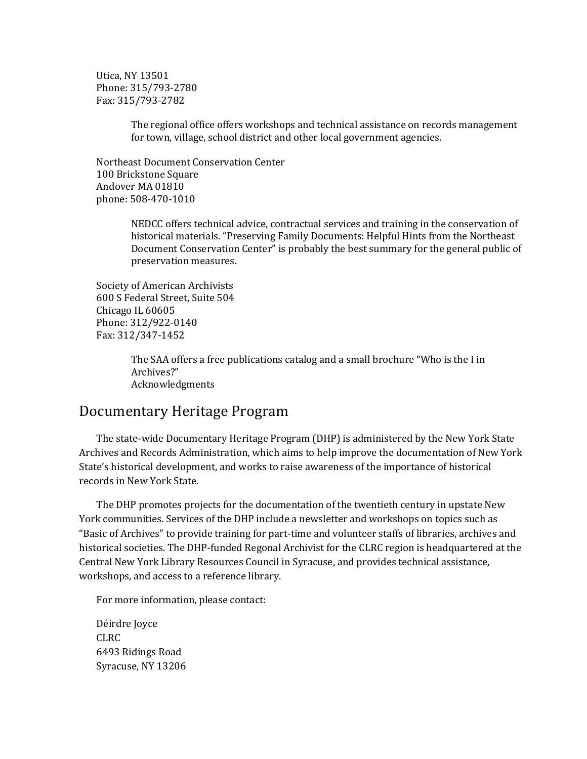Utica, NY 13501
Phone: 315/793-2780
Fax: 315/793-2782

> The regional office offers workshops and technical assistance on records management for town, village, school district and other local government agencies.

Northeast Document Conservation Center
100 Brickstone Square
Andover MA 01810
phone: 508-470-1010

> NEDCC offers technical advice, contractual services and training in the conservation of historical materials. "Preserving Family Documents: Helpful Hints from the Northeast Document Conservation Center" is probably the best summary for the general public of preservation measures.

Society of American Archivists
600 S Federal Street, Suite 504
Chicago IL 60605
Phone: 312/922-0140
Fax: 312/347-1452

> The SAA offers a free publications catalog and a small brochure "Who is the I in Archives?"
> Acknowledgments

## Documentary Heritage Program

The state-wide Documentary Heritage Program (DHP) is administered by the New York State Archives and Records Administration, which aims to help improve the documentation of New York State's historical development, and works to raise awareness of the importance of historical records in New York State.

The DHP promotes projects for the documentation of the twentieth century in upstate New York communities. Services of the DHP include a newsletter and workshops on topics such as "Basic of Archives" to provide training for part-time and volunteer staffs of libraries, archives and historical societies. The DHP-funded Regonal Archivist for the CLRC region is headquartered at the Central New York Library Resources Council in Syracuse, and provides technical assistance, workshops, and access to a reference library.

For more information, please contact:

Déirdre Joyce
CLRC
6493 Ridings Road
Syracuse, NY 13206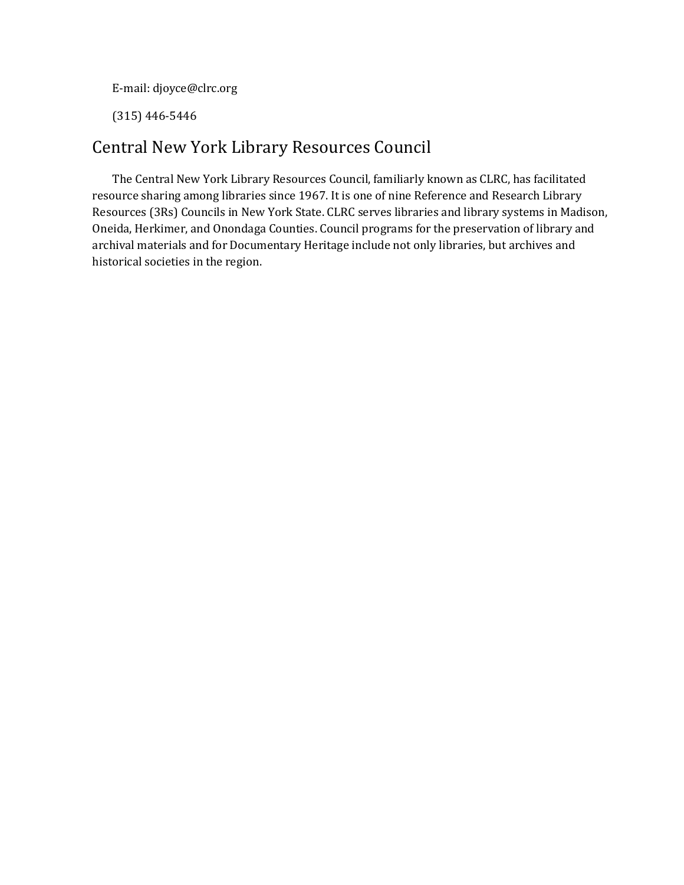E-mail: djoyce@clrc.org

(315) 446-5446

## Central New York Library Resources Council

The Central New York Library Resources Council, familiarly known as CLRC, has facilitated resource sharing among libraries since 1967. It is one of nine Reference and Research Library Resources (3Rs) Councils in New York State. CLRC serves libraries and library systems in Madison, Oneida, Herkimer, and Onondaga Counties. Council programs for the preservation of library and archival materials and for Documentary Heritage include not only libraries, but archives and historical societies in the region.